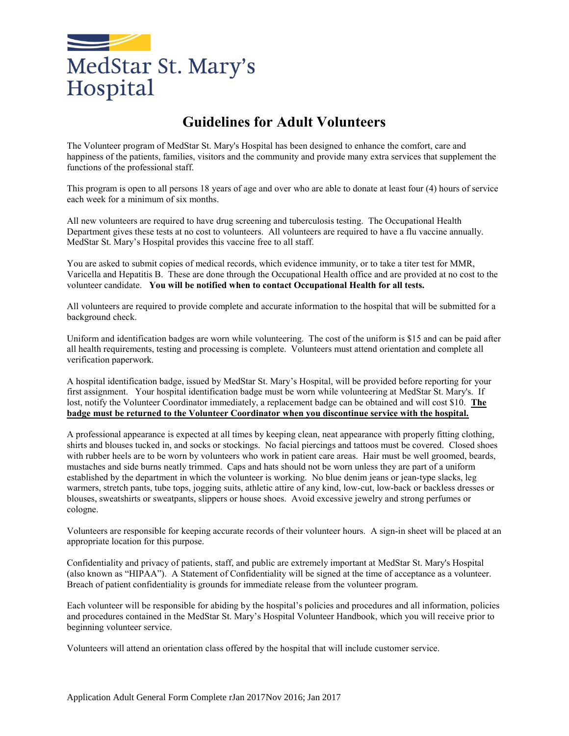MedStar St. Mary's Hospital

# Guidelines for Adult Volunteers

The Volunteer program of MedStar St. Mary's Hospital has been designed to enhance the comfort, care and happiness of the patients, families, visitors and the community and provide many extra services that supplement the functions of the professional staff.

This program is open to all persons 18 years of age and over who are able to donate at least four (4) hours of service each week for a minimum of six months.

All new volunteers are required to have drug screening and tuberculosis testing. The Occupational Health Department gives these tests at no cost to volunteers. All volunteers are required to have a flu vaccine annually. MedStar St. Mary's Hospital provides this vaccine free to all staff.

You are asked to submit copies of medical records, which evidence immunity, or to take a titer test for MMR, Varicella and Hepatitis B. These are done through the Occupational Health office and are provided at no cost to the volunteer candidate. **You will be notified when to contact Occupational Health for all tests.**

All volunteers are required to provide complete and accurate information to the hospital that will be submitted for a background check.

Uniform and identification badges are worn while volunteering. The cost of the uniform is $15 and can be paid after all health requirements, testing and processing is complete. Volunteers must attend orientation and complete all verification paperwork.

A hospital identification badge, issued by MedStar St. Mary's Hospital, will be provided before reporting for your first assignment. Your hospital identification badge must be worn while volunteering at MedStar St. Mary's. If lost, notify the Volunteer Coordinator immediately, a replacement badge can be obtained and will cost $10. **<u>The badge must be returned to the Volunteer Coordinator when you discontinue service with the hospital.</u>**

A professional appearance is expected at all times by keeping clean, neat appearance with properly fitting clothing, shirts and blouses tucked in, and socks or stockings. No facial piercings and tattoos must be covered. Closed shoes with rubber heels are to be worn by volunteers who work in patient care areas. Hair must be well groomed, beards, mustaches and side burns neatly trimmed. Caps and hats should not be worn unless they are part of a uniform established by the department in which the volunteer is working. No blue denim jeans or jean-type slacks, leg warmers, stretch pants, tube tops, jogging suits, athletic attire of any kind, low-cut, low-back or backless dresses or blouses, sweatshirts or sweatpants, slippers or house shoes. Avoid excessive jewelry and strong perfumes or cologne.

Volunteers are responsible for keeping accurate records of their volunteer hours. A sign-in sheet will be placed at an appropriate location for this purpose.

Confidentiality and privacy of patients, staff, and public are extremely important at MedStar St. Mary's Hospital (also known as "HIPAA"). A Statement of Confidentiality will be signed at the time of acceptance as a volunteer. Breach of patient confidentiality is grounds for immediate release from the volunteer program.

Each volunteer will be responsible for abiding by the hospital's policies and procedures and all information, policies and procedures contained in the MedStar St. Mary's Hospital Volunteer Handbook, which you will receive prior to beginning volunteer service.

Volunteers will attend an orientation class offered by the hospital that will include customer service.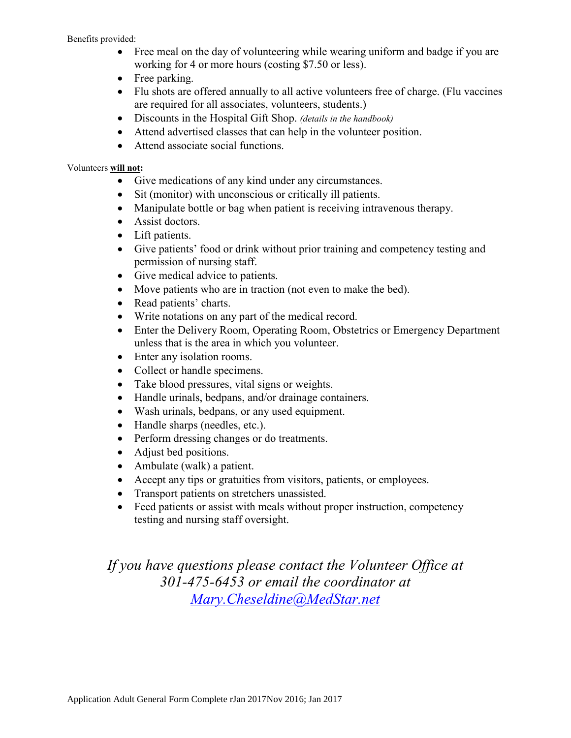Benefits provided:

- Free meal on the day of volunteering while wearing uniform and badge if you are working for 4 or more hours (costing $7.50 or less).
- Free parking.
- Flu shots are offered annually to all active volunteers free of charge. (Flu vaccines are required for all associates, volunteers, students.)
- Discounts in the Hospital Gift Shop. *(details in the handbook)*
- Attend advertised classes that can help in the volunteer position.
- Attend associate social functions.

Volunteers **will not**:

- Give medications of any kind under any circumstances.
- Sit (monitor) with unconscious or critically ill patients.
- Manipulate bottle or bag when patient is receiving intravenous therapy.
- Assist doctors.
- Lift patients.
- Give patients' food or drink without prior training and competency testing and permission of nursing staff.
- Give medical advice to patients.
- Move patients who are in traction (not even to make the bed).
- Read patients' charts.
- Write notations on any part of the medical record.
- Enter the Delivery Room, Operating Room, Obstetrics or Emergency Department unless that is the area in which you volunteer.
- Enter any isolation rooms.
- Collect or handle specimens.
- Take blood pressures, vital signs or weights.
- Handle urinals, bedpans, and/or drainage containers.
- Wash urinals, bedpans, or any used equipment.
- Handle sharps (needles, etc.).
- Perform dressing changes or do treatments.
- Adjust bed positions.
- Ambulate (walk) a patient.
- Accept any tips or gratuities from visitors, patients, or employees.
- Transport patients on stretchers unassisted.
- Feed patients or assist with meals without proper instruction, competency testing and nursing staff oversight.

*If you have questions please contact the Volunteer Office at 301-475-6453 or email the coordinator at [Mary.Cheseldine@MedStar.net](mailto:Mary.Cheseldine@MedStar.net)*

Application Adult General Form Complete rJan 2017Nov 2016; Jan 2017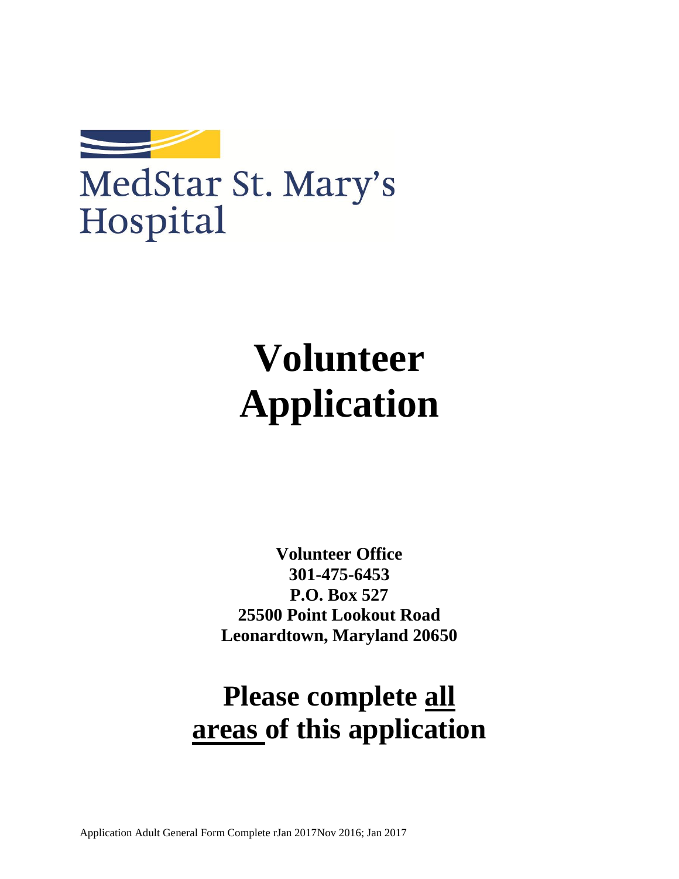MedStar St. Mary's Hospital

# Volunteer Application

**Volunteer Office**
**301-475-6453**
**P.O. Box 527**
**25500 Point Lookout Road**
**Leonardtown, Maryland 20650**

## Please complete all areas of this application

Application Adult General Form Complete rJan 2017Nov 2016; Jan 2017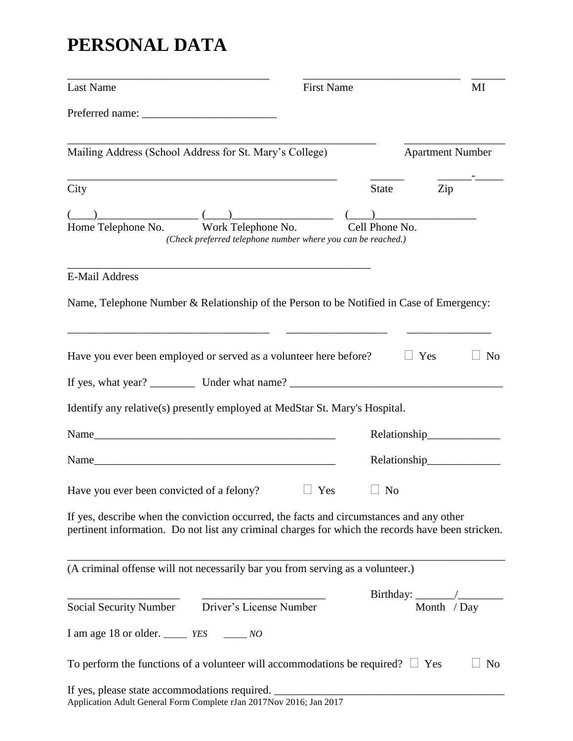# PERSONAL DATA

_______________________________________ _______________________________ ______
Last Name First Name MI

Preferred name: ________________________

_____________________________________________________________ __________________
Mailing Address (School Address for St. Mary's College) Apartment Number

_____________________________________________________ ______ ______-_____
City State Zip

(____)__________________ (____)__________________ (____)__________________
Home Telephone No. Work Telephone No. Cell Phone No.

*(Check preferred telephone number where you can be reached.)*

____________________________________________________________
E-Mail Address

Name, Telephone Number & Relationship of the Person to be Notified in Case of Emergency:

_______________________________________ __________________ _______________

Have you ever been employed or served as a volunteer here before? ☐ Yes ☐ No

If yes, what year? ________ Under what name? ______________________________________

Identify any relative(s) presently employed at MedStar St. Mary's Hospital.

Name____________________________________________ Relationship_____________

Name____________________________________________ Relationship_____________

Have you ever been convicted of a felony? ☐ Yes ☐ No

If yes, describe when the conviction occurred, the facts and circumstances and any other pertinent information. Do not list any criminal charges for which the records have been stricken.

________________________________________________________________________________
(A criminal offense will not necessarily bar you from serving as a volunteer.)

____________________ ______________________ Birthday: _______/________
Social Security Number Driver's License Number Month / Day

I am age 18 or older. _____ *YES* _____ *NO*

To perform the functions of a volunteer will accommodations be required? ☐ Yes ☐ No

If yes, please state accommodations required. ________________________________________

Application Adult General Form Complete rJan 2017Nov 2016; Jan 2017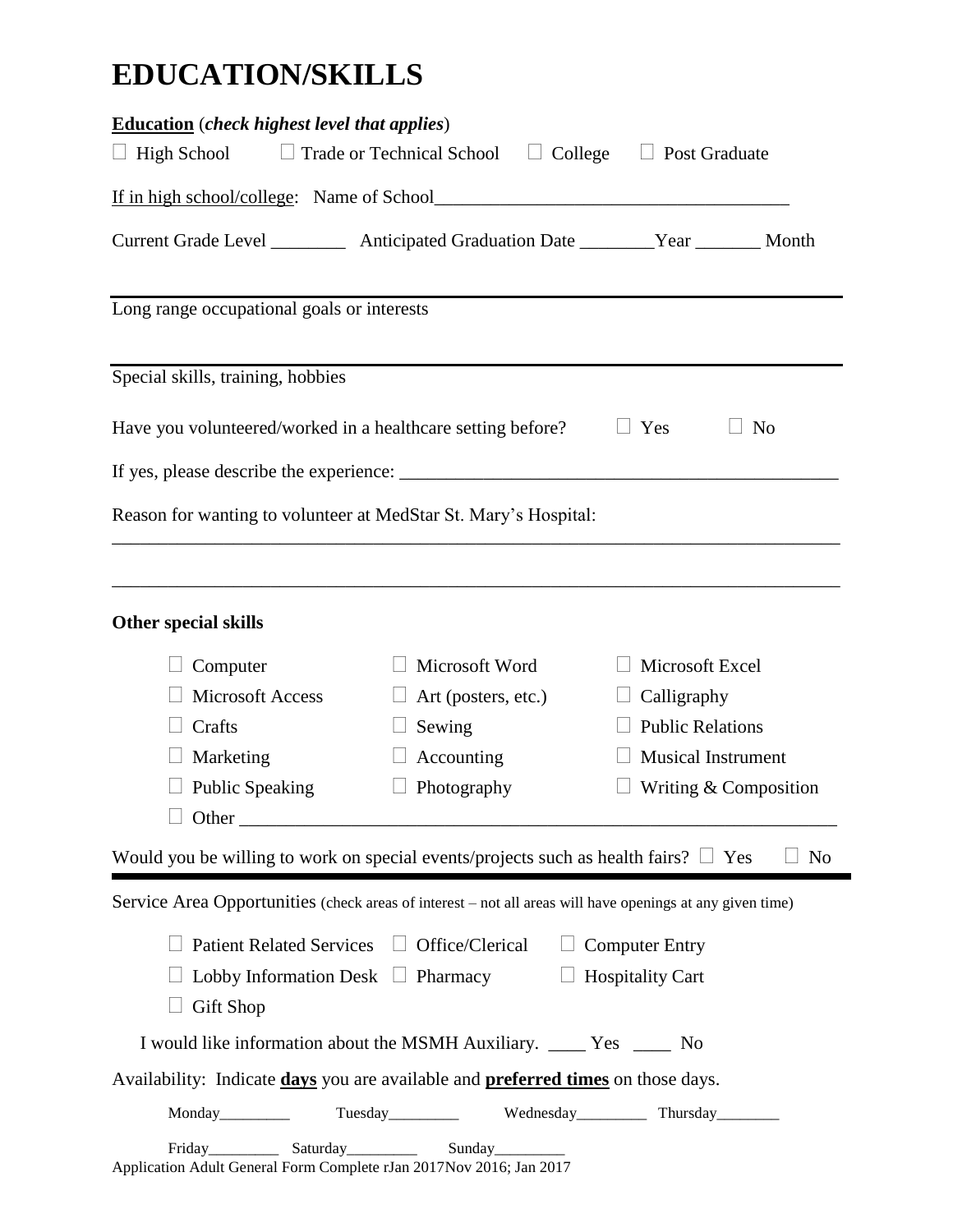# EDUCATION/SKILLS

**Education** (***check highest level that applies***)

☐ High School ☐ Trade or Technical School ☐ College ☐ Post Graduate

If in high school/college: Name of School_____________________________________

Current Grade Level ________ Anticipated Graduation Date ________Year _______ Month

---

Long range occupational goals or interests

---

Special skills, training, hobbies

Have you volunteered/worked in a healthcare setting before? ☐ Yes ☐ No

If yes, please describe the experience: _______________________________________________

Reason for wanting to volunteer at MedStar St. Mary's Hospital:

_______________________________________________________________________________

_______________________________________________________________________________

**Other special skills**

| | | |
|---|---|---|
| ☐ Computer | ☐ Microsoft Word | ☐ Microsoft Excel |
| ☐ Microsoft Access | ☐ Art (posters, etc.) | ☐ Calligraphy |
| ☐ Crafts | ☐ Sewing | ☐ Public Relations |
| ☐ Marketing | ☐ Accounting | ☐ Musical Instrument |
| ☐ Public Speaking | ☐ Photography | ☐ Writing & Composition |

☐ Other _________________________________________________________________

Would you be willing to work on special events/projects such as health fairs? ☐ Yes ☐ No

---

Service Area Opportunities (check areas of interest – not all areas will have openings at any given time)

| | | |
|---|---|---|
| ☐ Patient Related Services | ☐ Office/Clerical | ☐ Computer Entry |
| ☐ Lobby Information Desk | ☐ Pharmacy | ☐ Hospitality Cart |
| ☐ Gift Shop | | |

I would like information about the MSMH Auxiliary. ____ Yes ____ No

Availability: Indicate **days** you are available and **preferred times** on those days.

Monday_________ Tuesday_________ Wednesday_________ Thursday________

Friday_________ Saturday_________ Sunday_________

Application Adult General Form Complete rJan 2017Nov 2016; Jan 2017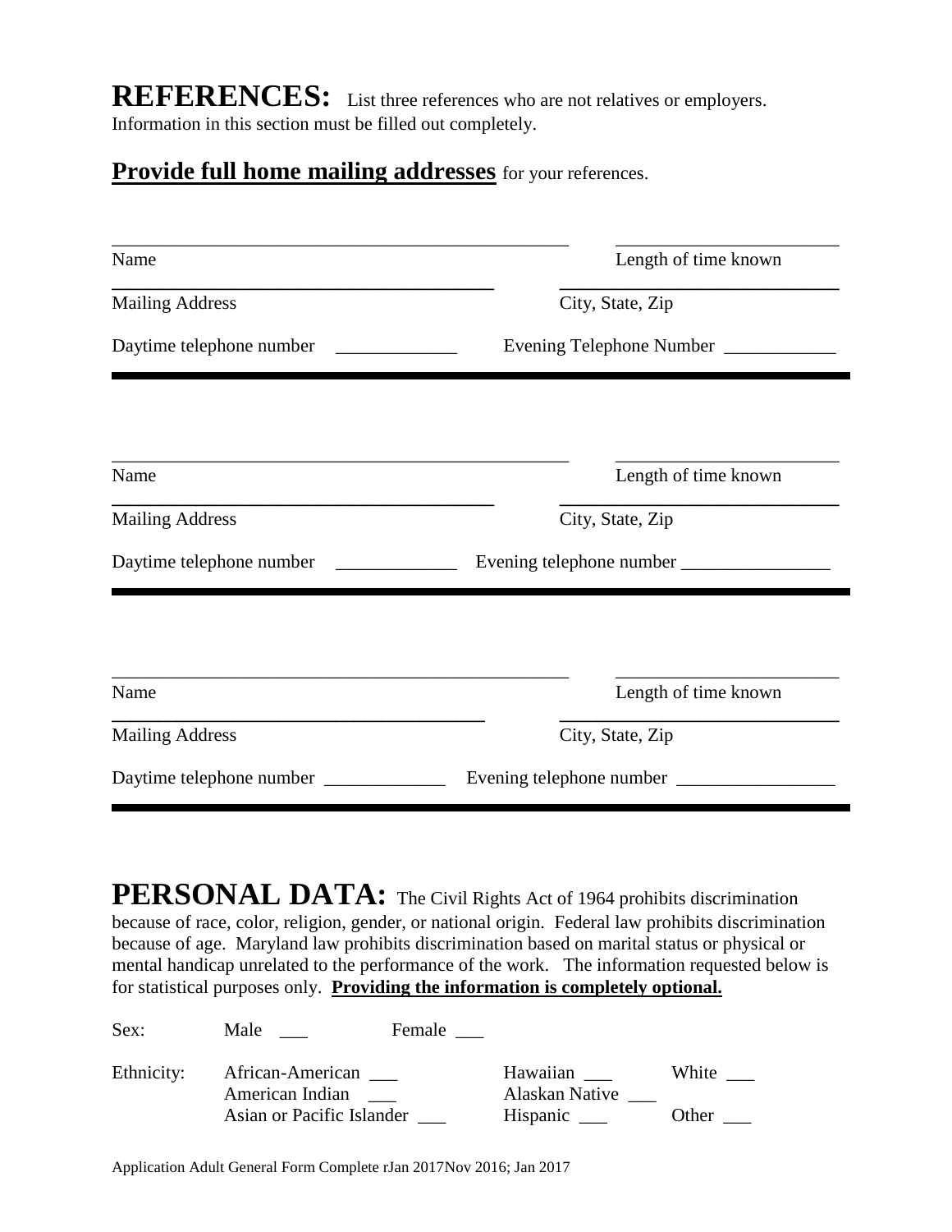# REFERENCES: 

List three references who are not relatives or employers. Information in this section must be filled out completely.

**Provide full home mailing addresses** for your references.

_______________________________________________ ______________________

Name Length of time known

_______________________________________ ____________________________

Mailing Address City, State, Zip

Daytime telephone number _____________ Evening Telephone Number ____________

---

_______________________________________________ ______________________

Name Length of time known

_______________________________________ ____________________________

Mailing Address City, State, Zip

Daytime telephone number _____________ Evening telephone number ________________

---

_______________________________________________ ______________________

Name Length of time known

_______________________________________ ____________________________

Mailing Address City, State, Zip

Daytime telephone number _____________ Evening telephone number _________________

---

# PERSONAL DATA: 

The Civil Rights Act of 1964 prohibits discrimination because of race, color, religion, gender, or national origin. Federal law prohibits discrimination because of age. Maryland law prohibits discrimination based on marital status or physical or mental handicap unrelated to the performance of the work. The information requested below is for statistical purposes only. **Providing the information is completely optional.**

Sex: Male ___ Female ___

Ethnicity: African-American ___ Hawaiian ___ White ___
American Indian ___ Alaskan Native ___
Asian or Pacific Islander ___ Hispanic ___ Other ___

Application Adult General Form Complete rJan 2017Nov 2016; Jan 2017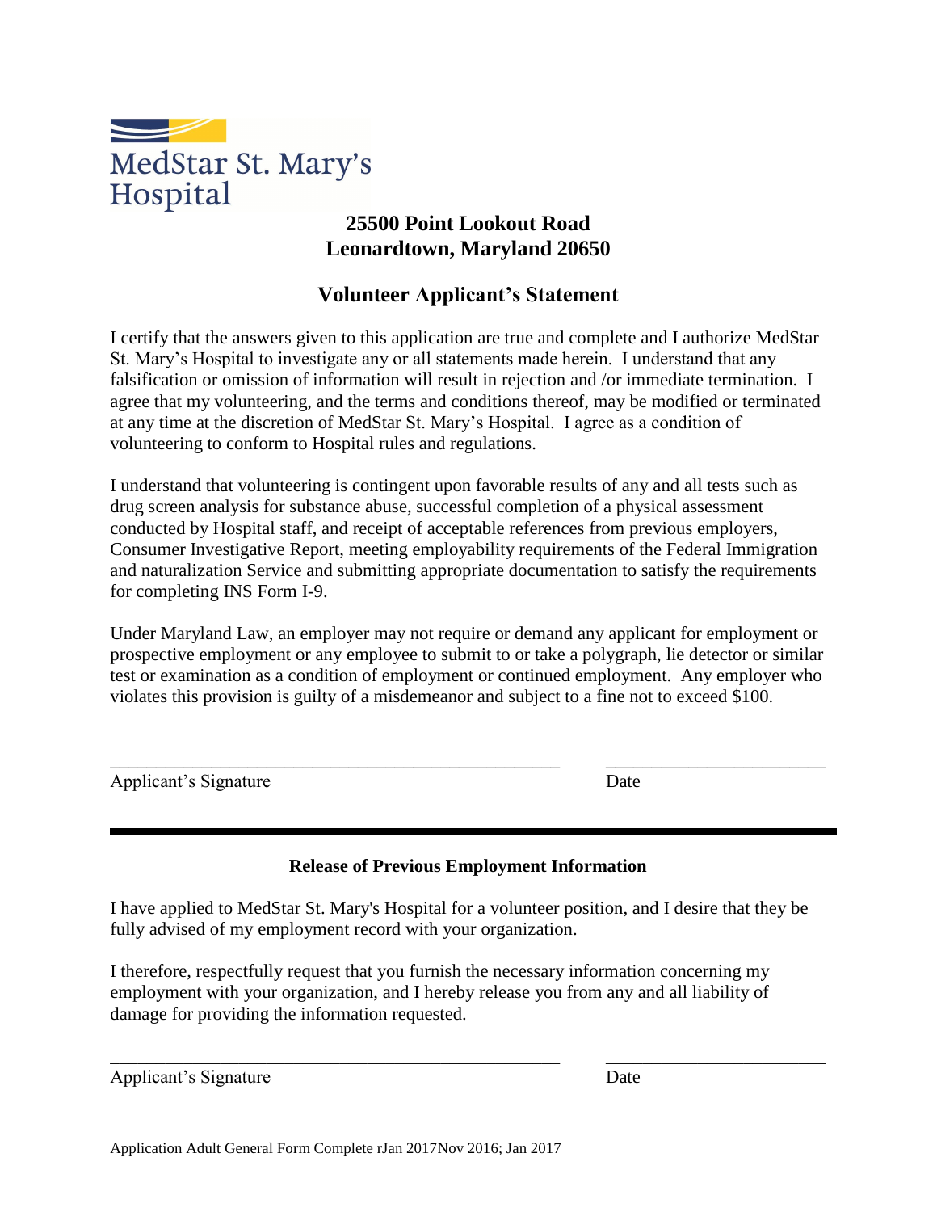MedStar St. Mary's Hospital

**25500 Point Lookout Road**
**Leonardtown, Maryland 20650**

## Volunteer Applicant's Statement

I certify that the answers given to this application are true and complete and I authorize MedStar St. Mary's Hospital to investigate any or all statements made herein. I understand that any falsification or omission of information will result in rejection and /or immediate termination. I agree that my volunteering, and the terms and conditions thereof, may be modified or terminated at any time at the discretion of MedStar St. Mary's Hospital. I agree as a condition of volunteering to conform to Hospital rules and regulations.

I understand that volunteering is contingent upon favorable results of any and all tests such as drug screen analysis for substance abuse, successful completion of a physical assessment conducted by Hospital staff, and receipt of acceptable references from previous employers, Consumer Investigative Report, meeting employability requirements of the Federal Immigration and naturalization Service and submitting appropriate documentation to satisfy the requirements for completing INS Form I-9.

Under Maryland Law, an employer may not require or demand any applicant for employment or prospective employment or any employee to submit to or take a polygraph, lie detector or similar test or examination as a condition of employment or continued employment. Any employer who violates this provision is guilty of a misdemeanor and subject to a fine not to exceed $100.

\_\_\_\_\_\_\_\_\_\_\_\_\_\_\_\_\_\_\_\_\_\_\_\_\_\_\_\_\_\_\_\_\_\_\_\_\_\_\_\_ \_\_\_\_\_\_\_\_\_\_\_\_\_\_\_\_\_\_\_\_

Applicant's Signature Date

---

### Release of Previous Employment Information

I have applied to MedStar St. Mary's Hospital for a volunteer position, and I desire that they be fully advised of my employment record with your organization.

I therefore, respectfully request that you furnish the necessary information concerning my employment with your organization, and I hereby release you from any and all liability of damage for providing the information requested.

\_\_\_\_\_\_\_\_\_\_\_\_\_\_\_\_\_\_\_\_\_\_\_\_\_\_\_\_\_\_\_\_\_\_\_\_\_\_\_\_ \_\_\_\_\_\_\_\_\_\_\_\_\_\_\_\_\_\_\_\_

Applicant's Signature Date

Application Adult General Form Complete rJan 2017Nov 2016; Jan 2017